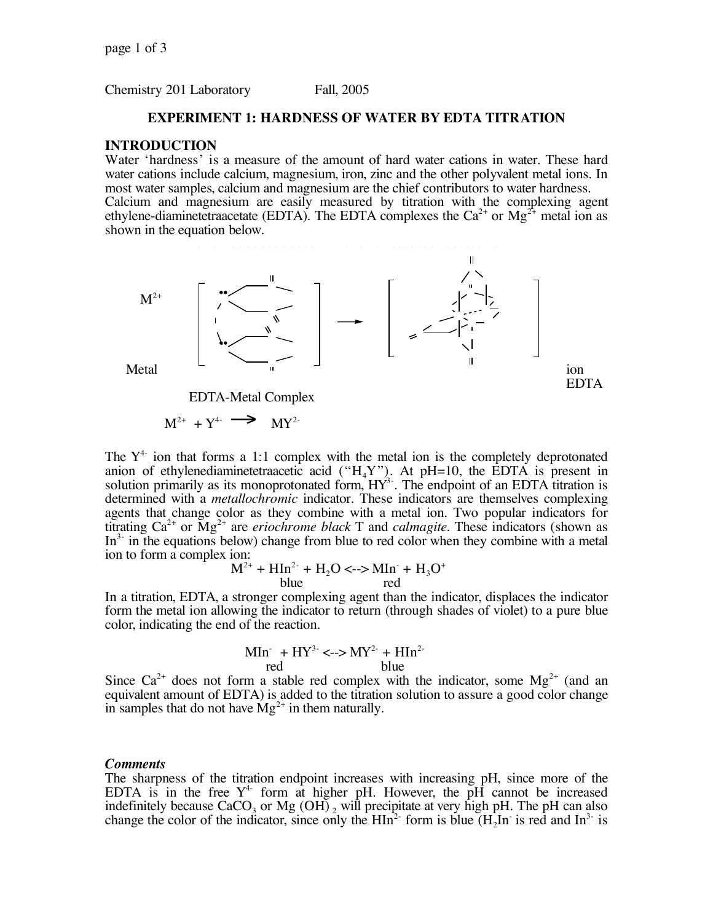Chemistry 201 Laboratory Fall, 2005

## EXPERIMENT 1: HARDNESS OF WATER BY EDTA TITRATION

### INTRODUCTION

Water 'hardness' is a measure of the amount of hard water cations in water. These hard water cations include calcium, magnesium, iron, zinc and the other polyvalent metal ions. In most water samples, calcium and magnesium are the chief contributors to water hardness.
Calcium and magnesium are easily measured by titration with the complexing agent ethylene-diaminetetraacetate (EDTA). The EDTA complexes the $Ca^{2+}$ or $Mg^{2+}$ metal ion as shown in the equation below.

$M^{2+}$

Metal ion EDTA

EDTA-Metal Complex

$$M^{2+} + Y^{4-} \longrightarrow MY^{2-}$$

The $Y^{4-}$ ion that forms a 1:1 complex with the metal ion is the completely deprotonated anion of ethylenediaminetetraacetic acid ("$H_4Y$"). At pH=10, the EDTA is present in solution primarily as its monoprotonated form, $HY^{3-}$. The endpoint of an EDTA titration is determined with a *metallochromic* indicator. These indicators are themselves complexing agents that change color as they combine with a metal ion. Two popular indicators for titrating $Ca^{2+}$ or $Mg^{2+}$ are *eriochrome black* T and *calmagite*. These indicators (shown as $In^{3-}$ in the equations below) change from blue to red color when they combine with a metal ion to form a complex ion:

$$\underset{\text{blue}}{M^{2+} + HIn^{2-}} + H_2O \longleftrightarrow \underset{\text{red}}{MIn^{-}} + H_3O^{+}$$

In a titration, EDTA, a stronger complexing agent than the indicator, displaces the indicator form the metal ion allowing the indicator to return (through shades of violet) to a pure blue color, indicating the end of the reaction.

$$\underset{\text{red}}{MIn^{-}} + HY^{3-} \longleftrightarrow MY^{2-} + \underset{\text{blue}}{HIn^{2-}}$$

Since $Ca^{2+}$ does not form a stable red complex with the indicator, some $Mg^{2+}$ (and an equivalent amount of EDTA) is added to the titration solution to assure a good color change in samples that do not have $Mg^{2+}$ in them naturally.

***Comments***

The sharpness of the titration endpoint increases with increasing pH, since more of the EDTA is in the free $Y^{4-}$ form at higher pH. However, the pH cannot be increased indefinitely because $CaCO_3$ or $Mg(OH)_2$ will precipitate at very high pH. The pH can also change the color of the indicator, since only the $HIn^{2-}$ form is blue ($H_2In^{-}$ is red and $In^{3-}$ is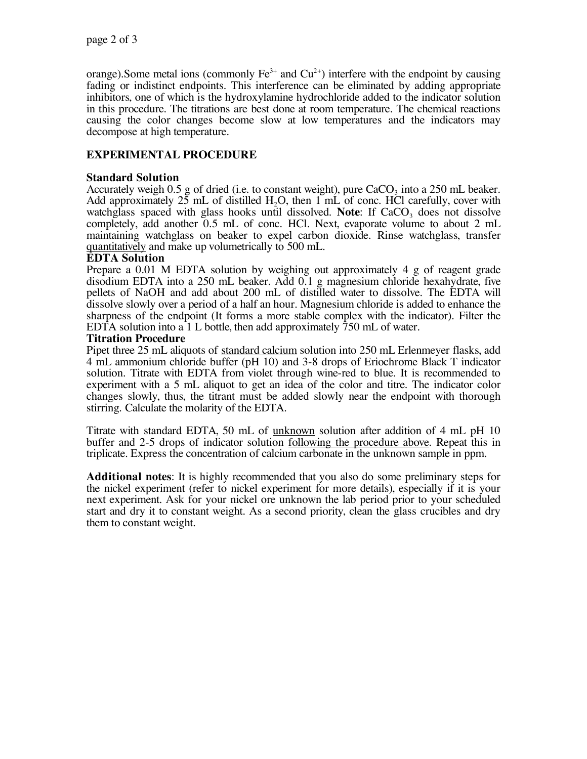orange).Some metal ions (commonly $Fe^{3+}$ and $Cu^{2+}$) interfere with the endpoint by causing fading or indistinct endpoints. This interference can be eliminated by adding appropriate inhibitors, one of which is the hydroxylamine hydrochloride added to the indicator solution in this procedure. The titrations are best done at room temperature. The chemical reactions causing the color changes become slow at low temperatures and the indicators may decompose at high temperature.

## EXPERIMENTAL PROCEDURE

### Standard Solution

Accurately weigh 0.5 g of dried (i.e. to constant weight), pure $CaCO_3$ into a 250 mL beaker. Add approximately 25 mL of distilled $H_2O$, then 1 mL of conc. HCl carefully, cover with watchglass spaced with glass hooks until dissolved. **Note**: If $CaCO_3$ does not dissolve completely, add another 0.5 mL of conc. HCl. Next, evaporate volume to about 2 mL maintaining watchglass on beaker to expel carbon dioxide. Rinse watchglass, transfer quantitatively and make up volumetrically to 500 mL.

### EDTA Solution

Prepare a 0.01 M EDTA solution by weighing out approximately 4 g of reagent grade disodium EDTA into a 250 mL beaker. Add 0.1 g magnesium chloride hexahydrate, five pellets of NaOH and add about 200 mL of distilled water to dissolve. The EDTA will dissolve slowly over a period of a half an hour. Magnesium chloride is added to enhance the sharpness of the endpoint (It forms a more stable complex with the indicator). Filter the EDTA solution into a 1 L bottle, then add approximately 750 mL of water.

### Titration Procedure

Pipet three 25 mL aliquots of standard calcium solution into 250 mL Erlenmeyer flasks, add 4 mL ammonium chloride buffer (pH 10) and 3-8 drops of Eriochrome Black T indicator solution. Titrate with EDTA from violet through wine-red to blue. It is recommended to experiment with a 5 mL aliquot to get an idea of the color and titre. The indicator color changes slowly, thus, the titrant must be added slowly near the endpoint with thorough stirring. Calculate the molarity of the EDTA.

Titrate with standard EDTA, 50 mL of unknown solution after addition of 4 mL pH 10 buffer and 2-5 drops of indicator solution following the procedure above. Repeat this in triplicate. Express the concentration of calcium carbonate in the unknown sample in ppm.

**Additional notes**: It is highly recommended that you also do some preliminary steps for the nickel experiment (refer to nickel experiment for more details), especially if it is your next experiment. Ask for your nickel ore unknown the lab period prior to your scheduled start and dry it to constant weight. As a second priority, clean the glass crucibles and dry them to constant weight.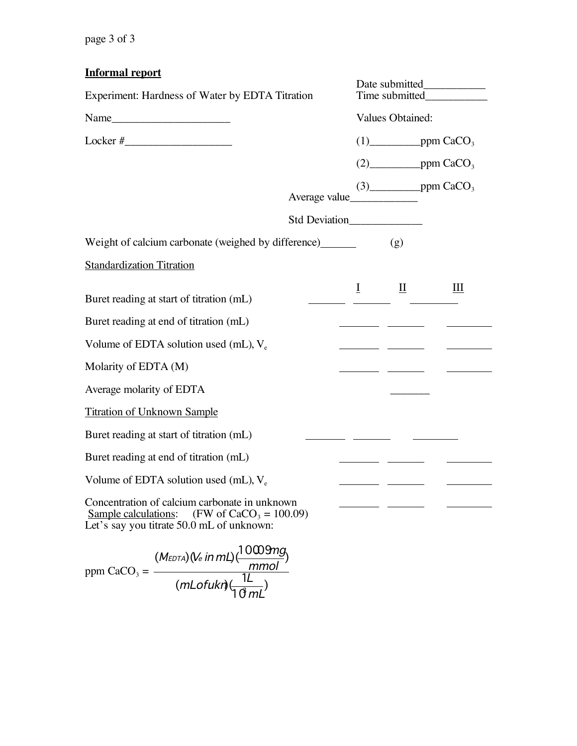**Informal report**

Experiment: Hardness of Water by EDTA Titration

Date submitted___________

Time submitted___________

Name_____________________

Locker #___________________

Values Obtained:

(1)_________ppm $CaCO_3$

(2)_________ppm $CaCO_3$

(3)_________ppm $CaCO_3$

Average value____________

Std Deviation_____________

Weight of calcium carbonate (weighed by difference)______ (g)

Standardization Titration

| | I | II | III |
|---|---|---|---|
| Buret reading at start of titration (mL) | _______ | _______ | _________ |
| Buret reading at end of titration (mL) | _______ | _______ | ________ |
| Volume of EDTA solution used (mL), $V_e$ | _______ | _______ | ________ |
| Molarity of EDTA (M) | _______ | _______ | ________ |
| Average molarity of EDTA | | _______ | |

Titration of Unknown Sample

| | I | II | III |
|---|---|---|---|
| Buret reading at start of titration (mL) | _______ | _______ | ________ |
| Buret reading at end of titration (mL) | _______ | _______ | ________ |
| Volume of EDTA solution used (mL), $V_e$ | _______ | _______ | ________ |
| Concentration of calcium carbonate in unknown | _______ | _______ | ________ |

Sample calculations: (FW of $CaCO_3$ = 100.09)

Let's say you titrate 50.0 mL of unknown:

$$\text{ppm } CaCO_3 = \frac{(M_{EDTA})(V_e \text{ in mL})\left(\frac{100.09\,mg}{mmol}\right)}{(mL \text{ of ukn})\left(\frac{1L}{10^3\,mL}\right)}$$